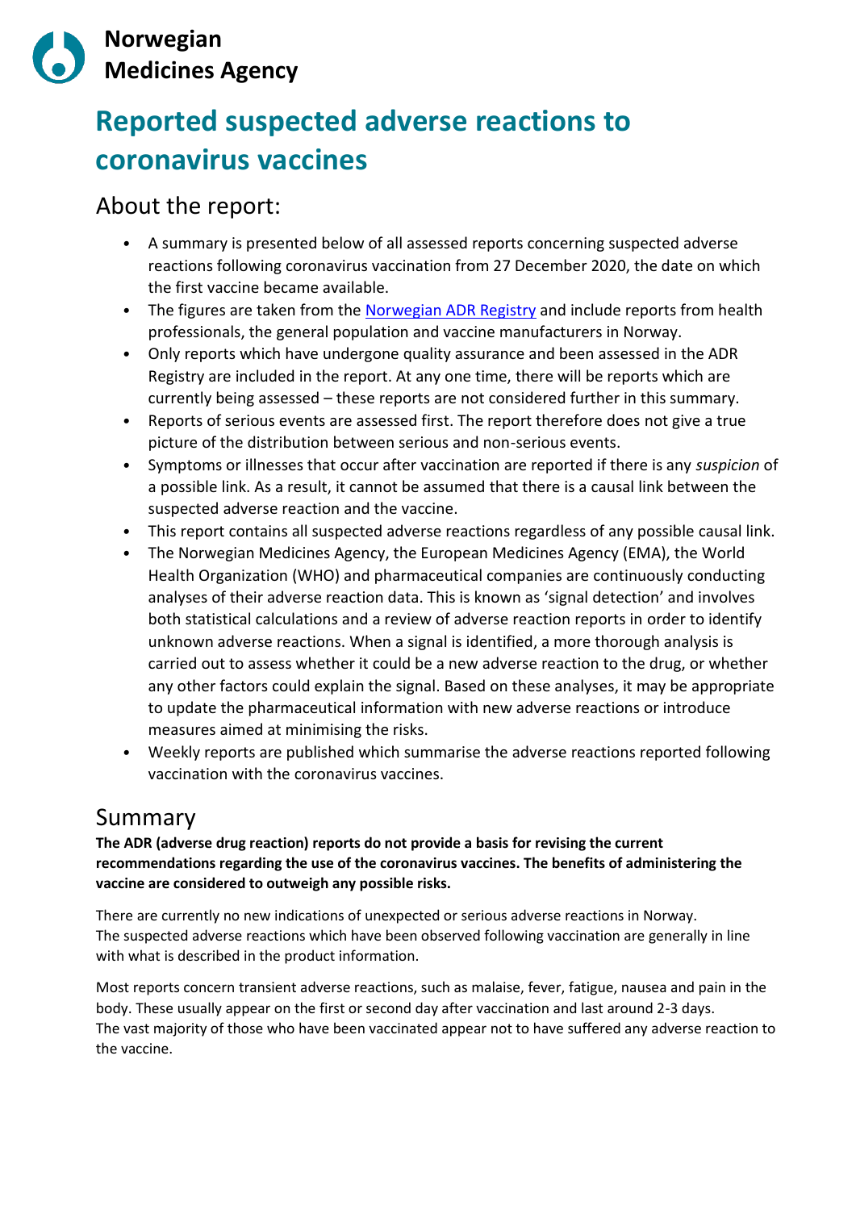Norwegian Medicines Agency

# Reported suspected adverse reactions to coronavirus vaccines

## About the report:

- A summary is presented below of all assessed reports concerning suspected adverse reactions following coronavirus vaccination from 27 December 2020, the date on which the first vaccine became available.
- The figures are taken from the [Norwegian ADR Registry] and include reports from health professionals, the general population and vaccine manufacturers in Norway.
- Only reports which have undergone quality assurance and been assessed in the ADR Registry are included in the report. At any one time, there will be reports which are currently being assessed – these reports are not considered further in this summary.
- Reports of serious events are assessed first. The report therefore does not give a true picture of the distribution between serious and non-serious events.
- Symptoms or illnesses that occur after vaccination are reported if there is any *suspicion* of a possible link. As a result, it cannot be assumed that there is a causal link between the suspected adverse reaction and the vaccine.
- This report contains all suspected adverse reactions regardless of any possible causal link.
- The Norwegian Medicines Agency, the European Medicines Agency (EMA), the World Health Organization (WHO) and pharmaceutical companies are continuously conducting analyses of their adverse reaction data. This is known as 'signal detection' and involves both statistical calculations and a review of adverse reaction reports in order to identify unknown adverse reactions. When a signal is identified, a more thorough analysis is carried out to assess whether it could be a new adverse reaction to the drug, or whether any other factors could explain the signal. Based on these analyses, it may be appropriate to update the pharmaceutical information with new adverse reactions or introduce measures aimed at minimising the risks.
- Weekly reports are published which summarise the adverse reactions reported following vaccination with the coronavirus vaccines.

## Summary

**The ADR (adverse drug reaction) reports do not provide a basis for revising the current recommendations regarding the use of the coronavirus vaccines. The benefits of administering the vaccine are considered to outweigh any possible risks.**

There are currently no new indications of unexpected or serious adverse reactions in Norway. The suspected adverse reactions which have been observed following vaccination are generally in line with what is described in the product information.

Most reports concern transient adverse reactions, such as malaise, fever, fatigue, nausea and pain in the body. These usually appear on the first or second day after vaccination and last around 2-3 days. The vast majority of those who have been vaccinated appear not to have suffered any adverse reaction to the vaccine.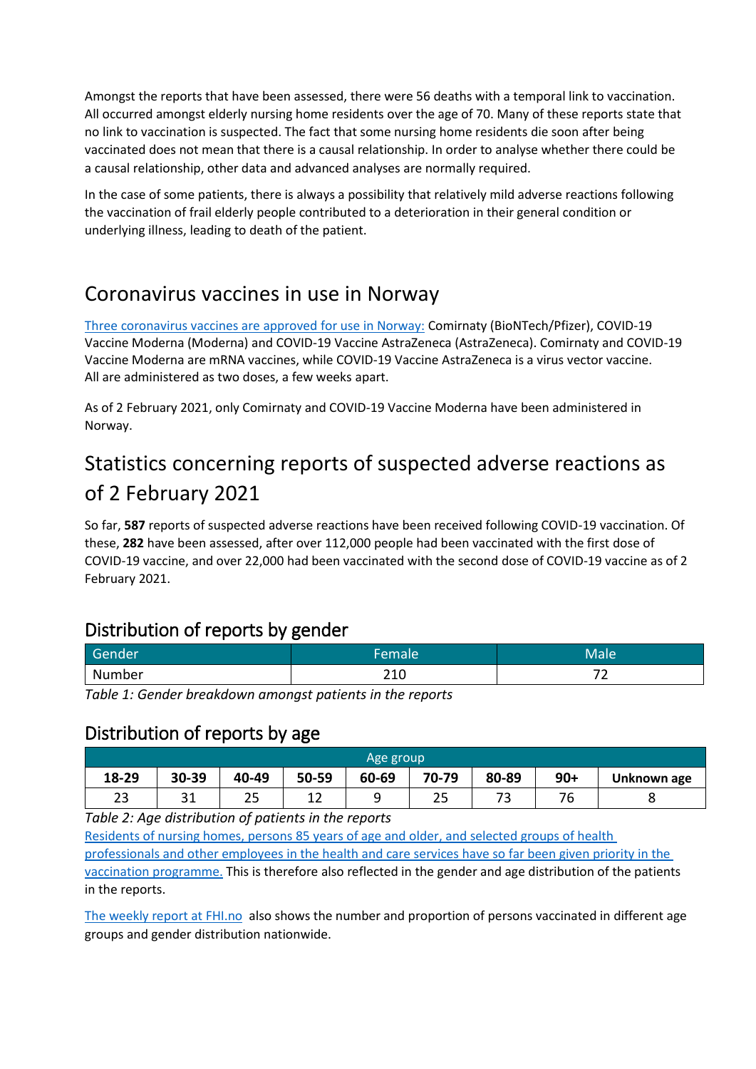Amongst the reports that have been assessed, there were 56 deaths with a temporal link to vaccination. All occurred amongst elderly nursing home residents over the age of 70. Many of these reports state that no link to vaccination is suspected. The fact that some nursing home residents die soon after being vaccinated does not mean that there is a causal relationship. In order to analyse whether there could be a causal relationship, other data and advanced analyses are normally required.

In the case of some patients, there is always a possibility that relatively mild adverse reactions following the vaccination of frail elderly people contributed to a deterioration in their general condition or underlying illness, leading to death of the patient.

## Coronavirus vaccines in use in Norway

Three coronavirus vaccines are approved for use in Norway: Comirnaty (BioNTech/Pfizer), COVID-19 Vaccine Moderna (Moderna) and COVID-19 Vaccine AstraZeneca (AstraZeneca). Comirnaty and COVID-19 Vaccine Moderna are mRNA vaccines, while COVID-19 Vaccine AstraZeneca is a virus vector vaccine. All are administered as two doses, a few weeks apart.

As of 2 February 2021, only Comirnaty and COVID-19 Vaccine Moderna have been administered in Norway.

## Statistics concerning reports of suspected adverse reactions as of 2 February 2021

So far, **587** reports of suspected adverse reactions have been received following COVID-19 vaccination. Of these, **282** have been assessed, after over 112,000 people had been vaccinated with the first dose of COVID-19 vaccine, and over 22,000 had been vaccinated with the second dose of COVID-19 vaccine as of 2 February 2021.

### Distribution of reports by gender

| Gender | Female | Male |
|---|---|---|
| Number | 210 | 72 |

*Table 1: Gender breakdown amongst patients in the reports*

### Distribution of reports by age

| Age group | | | | | | | | |
|---|---|---|---|---|---|---|---|---|
| **18-29** | **30-39** | **40-49** | **50-59** | **60-69** | **70-79** | **80-89** | **90+** | **Unknown age** |
| 23 | 31 | 25 | 12 | 9 | 25 | 73 | 76 | 8 |

*Table 2: Age distribution of patients in the reports*

Residents of nursing homes, persons 85 years of age and older, and selected groups of health professionals and other employees in the health and care services have so far been given priority in the vaccination programme. This is therefore also reflected in the gender and age distribution of the patients in the reports.

The weekly report at FHI.no also shows the number and proportion of persons vaccinated in different age groups and gender distribution nationwide.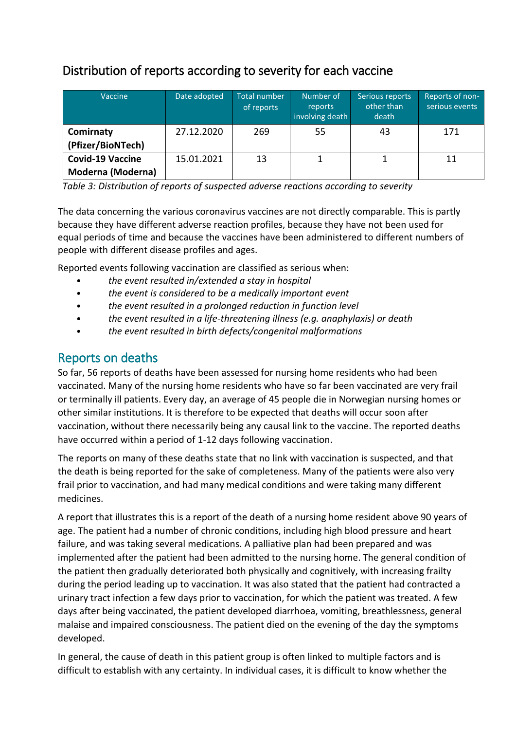## Distribution of reports according to severity for each vaccine

| Vaccine | Date adopted | Total number of reports | Number of reports involving death | Serious reports other than death | Reports of non-serious events |
|---|---|---|---|---|---|
| **Comirnaty (Pfizer/BioNTech)** | 27.12.2020 | 269 | 55 | 43 | 171 |
| **Covid-19 Vaccine Moderna (Moderna)** | 15.01.2021 | 13 | 1 | 1 | 11 |

*Table 3: Distribution of reports of suspected adverse reactions according to severity*

The data concerning the various coronavirus vaccines are not directly comparable. This is partly because they have different adverse reaction profiles, because they have not been used for equal periods of time and because the vaccines have been administered to different numbers of people with different disease profiles and ages.

Reported events following vaccination are classified as serious when:

- *the event resulted in/extended a stay in hospital*
- *the event is considered to be a medically important event*
- *the event resulted in a prolonged reduction in function level*
- *the event resulted in a life-threatening illness (e.g. anaphylaxis) or death*
- *the event resulted in birth defects/congenital malformations*

## Reports on deaths

So far, 56 reports of deaths have been assessed for nursing home residents who had been vaccinated. Many of the nursing home residents who have so far been vaccinated are very frail or terminally ill patients. Every day, an average of 45 people die in Norwegian nursing homes or other similar institutions. It is therefore to be expected that deaths will occur soon after vaccination, without there necessarily being any causal link to the vaccine. The reported deaths have occurred within a period of 1-12 days following vaccination.

The reports on many of these deaths state that no link with vaccination is suspected, and that the death is being reported for the sake of completeness. Many of the patients were also very frail prior to vaccination, and had many medical conditions and were taking many different medicines.

A report that illustrates this is a report of the death of a nursing home resident above 90 years of age. The patient had a number of chronic conditions, including high blood pressure and heart failure, and was taking several medications. A palliative plan had been prepared and was implemented after the patient had been admitted to the nursing home. The general condition of the patient then gradually deteriorated both physically and cognitively, with increasing frailty during the period leading up to vaccination. It was also stated that the patient had contracted a urinary tract infection a few days prior to vaccination, for which the patient was treated. A few days after being vaccinated, the patient developed diarrhoea, vomiting, breathlessness, general malaise and impaired consciousness. The patient died on the evening of the day the symptoms developed.

In general, the cause of death in this patient group is often linked to multiple factors and is difficult to establish with any certainty. In individual cases, it is difficult to know whether the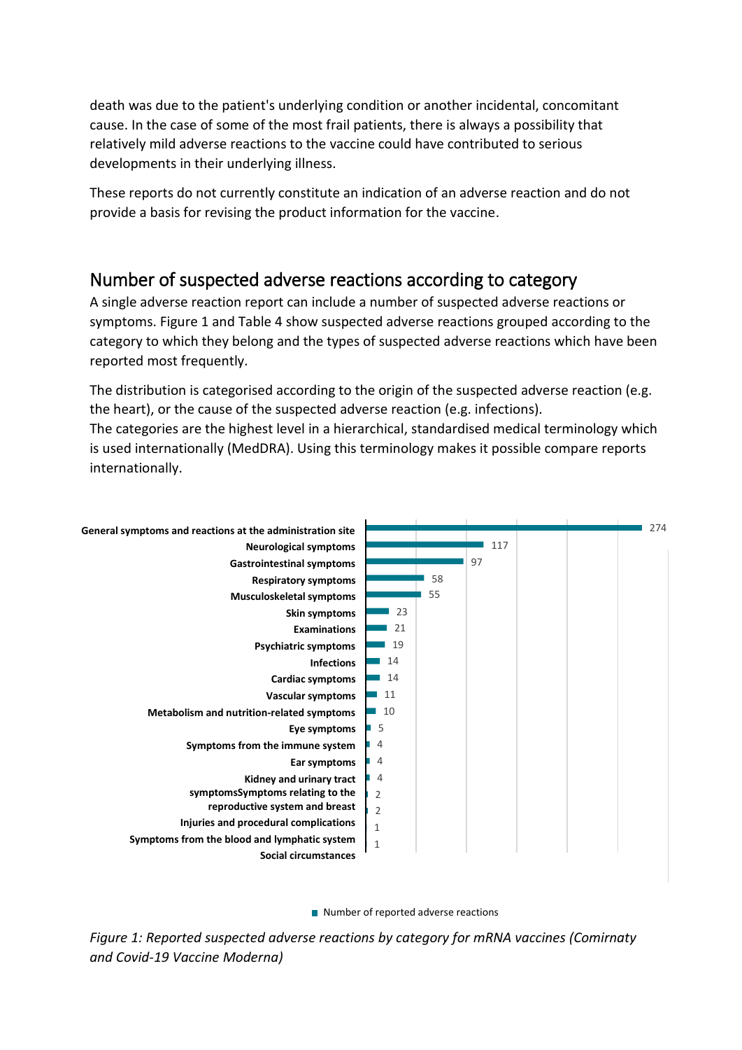death was due to the patient's underlying condition or another incidental, concomitant cause. In the case of some of the most frail patients, there is always a possibility that relatively mild adverse reactions to the vaccine could have contributed to serious developments in their underlying illness.

These reports do not currently constitute an indication of an adverse reaction and do not provide a basis for revising the product information for the vaccine.

## Number of suspected adverse reactions according to category

A single adverse reaction report can include a number of suspected adverse reactions or symptoms. Figure 1 and Table 4 show suspected adverse reactions grouped according to the category to which they belong and the types of suspected adverse reactions which have been reported most frequently.

The distribution is categorised according to the origin of the suspected adverse reaction (e.g. the heart), or the cause of the suspected adverse reaction (e.g. infections).
The categories are the highest level in a hierarchical, standardised medical terminology which is used internationally (MedDRA). Using this terminology makes it possible compare reports internationally.

| Category | Number of reported adverse reactions |
| --- | --- |
| General symptoms and reactions at the administration site | 274 |
| Neurological symptoms | 117 |
| Gastrointestinal symptoms | 97 |
| Respiratory symptoms | 58 |
| Musculoskeletal symptoms | 55 |
| Skin symptoms | 23 |
| Examinations | 21 |
| Psychiatric symptoms | 19 |
| Infections | 14 |
| Cardiac symptoms | 14 |
| Vascular symptoms | 11 |
| Metabolism and nutrition-related symptoms | 10 |
| Eye symptoms | 5 |
| Symptoms from the immune system | 4 |
| Ear symptoms | 4 |
| Kidney and urinary tract symptoms | 4 |
| Symptoms relating to the reproductive system and breast | 2 |
| Injuries and procedural complications | 2 |
| Symptoms from the blood and lymphatic system | 1 |
| Social circumstances | 1 |

*Figure 1: Reported suspected adverse reactions by category for mRNA vaccines (Comirnaty and Covid-19 Vaccine Moderna)*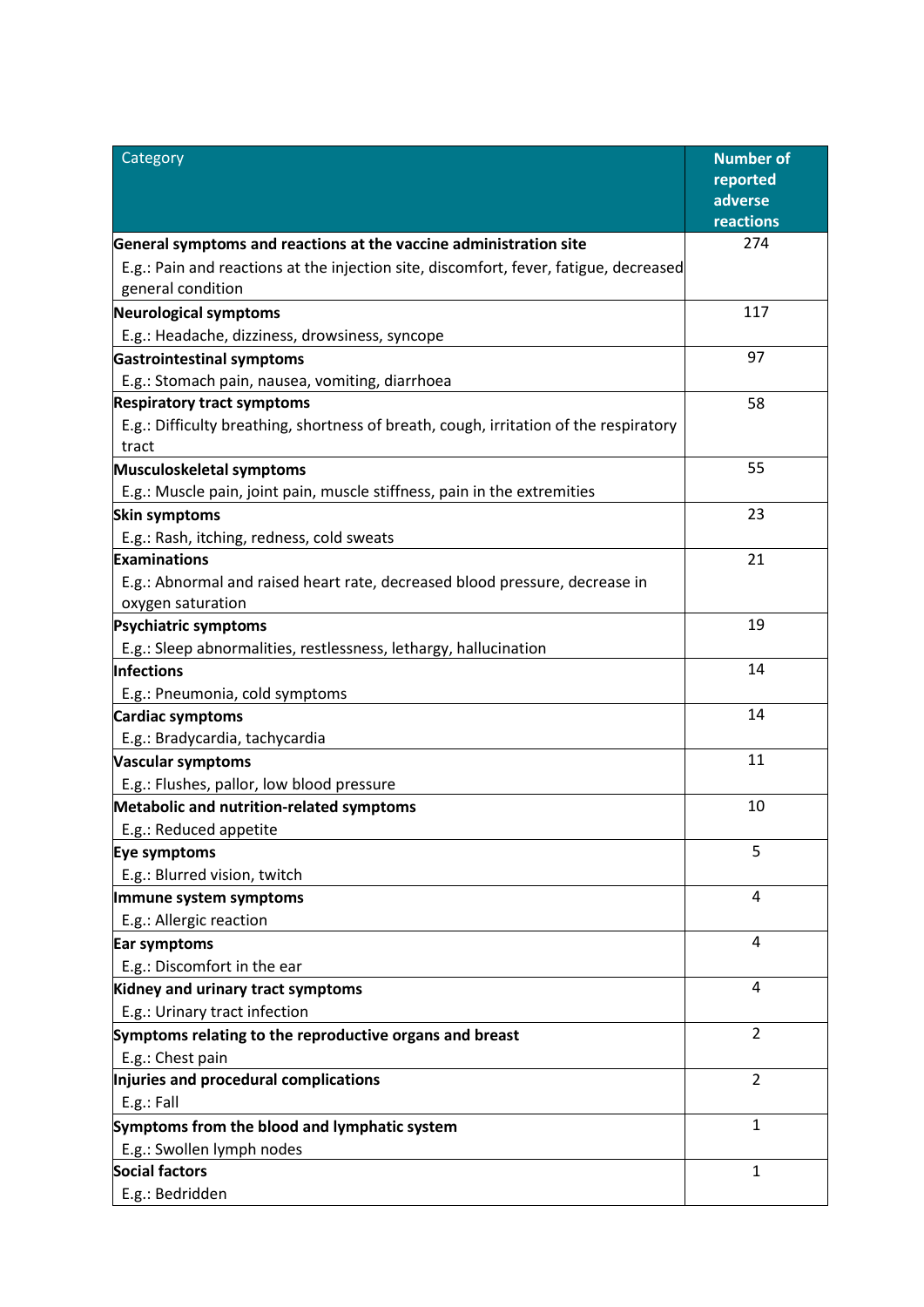| Category | Number of reported adverse reactions |
|---|---|
| **General symptoms and reactions at the vaccine administration site**<br>E.g.: Pain and reactions at the injection site, discomfort, fever, fatigue, decreased general condition | 274 |
| **Neurological symptoms**<br>E.g.: Headache, dizziness, drowsiness, syncope | 117 |
| **Gastrointestinal symptoms**<br>E.g.: Stomach pain, nausea, vomiting, diarrhoea | 97 |
| **Respiratory tract symptoms**<br>E.g.: Difficulty breathing, shortness of breath, cough, irritation of the respiratory tract | 58 |
| **Musculoskeletal symptoms**<br>E.g.: Muscle pain, joint pain, muscle stiffness, pain in the extremities | 55 |
| **Skin symptoms**<br>E.g.: Rash, itching, redness, cold sweats | 23 |
| **Examinations**<br>E.g.: Abnormal and raised heart rate, decreased blood pressure, decrease in oxygen saturation | 21 |
| **Psychiatric symptoms**<br>E.g.: Sleep abnormalities, restlessness, lethargy, hallucination | 19 |
| **Infections**<br>E.g.: Pneumonia, cold symptoms | 14 |
| **Cardiac symptoms**<br>E.g.: Bradycardia, tachycardia | 14 |
| **Vascular symptoms**<br>E.g.: Flushes, pallor, low blood pressure | 11 |
| **Metabolic and nutrition-related symptoms**<br>E.g.: Reduced appetite | 10 |
| **Eye symptoms**<br>E.g.: Blurred vision, twitch | 5 |
| **Immune system symptoms**<br>E.g.: Allergic reaction | 4 |
| **Ear symptoms**<br>E.g.: Discomfort in the ear | 4 |
| **Kidney and urinary tract symptoms**<br>E.g.: Urinary tract infection | 4 |
| **Symptoms relating to the reproductive organs and breast**<br>E.g.: Chest pain | 2 |
| **Injuries and procedural complications**<br>E.g.: Fall | 2 |
| **Symptoms from the blood and lymphatic system**<br>E.g.: Swollen lymph nodes | 1 |
| **Social factors**<br>E.g.: Bedridden | 1 |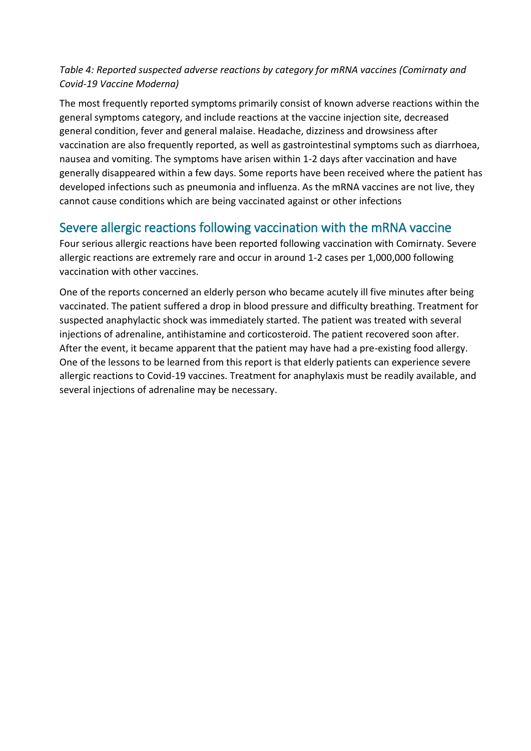*Table 4: Reported suspected adverse reactions by category for mRNA vaccines (Comirnaty and Covid-19 Vaccine Moderna)*

The most frequently reported symptoms primarily consist of known adverse reactions within the general symptoms category, and include reactions at the vaccine injection site, decreased general condition, fever and general malaise. Headache, dizziness and drowsiness after vaccination are also frequently reported, as well as gastrointestinal symptoms such as diarrhoea, nausea and vomiting. The symptoms have arisen within 1-2 days after vaccination and have generally disappeared within a few days. Some reports have been received where the patient has developed infections such as pneumonia and influenza. As the mRNA vaccines are not live, they cannot cause conditions which are being vaccinated against or other infections

## Severe allergic reactions following vaccination with the mRNA vaccine

Four serious allergic reactions have been reported following vaccination with Comirnaty. Severe allergic reactions are extremely rare and occur in around 1-2 cases per 1,000,000 following vaccination with other vaccines.

One of the reports concerned an elderly person who became acutely ill five minutes after being vaccinated. The patient suffered a drop in blood pressure and difficulty breathing. Treatment for suspected anaphylactic shock was immediately started. The patient was treated with several injections of adrenaline, antihistamine and corticosteroid. The patient recovered soon after. After the event, it became apparent that the patient may have had a pre-existing food allergy. One of the lessons to be learned from this report is that elderly patients can experience severe allergic reactions to Covid-19 vaccines. Treatment for anaphylaxis must be readily available, and several injections of adrenaline may be necessary.